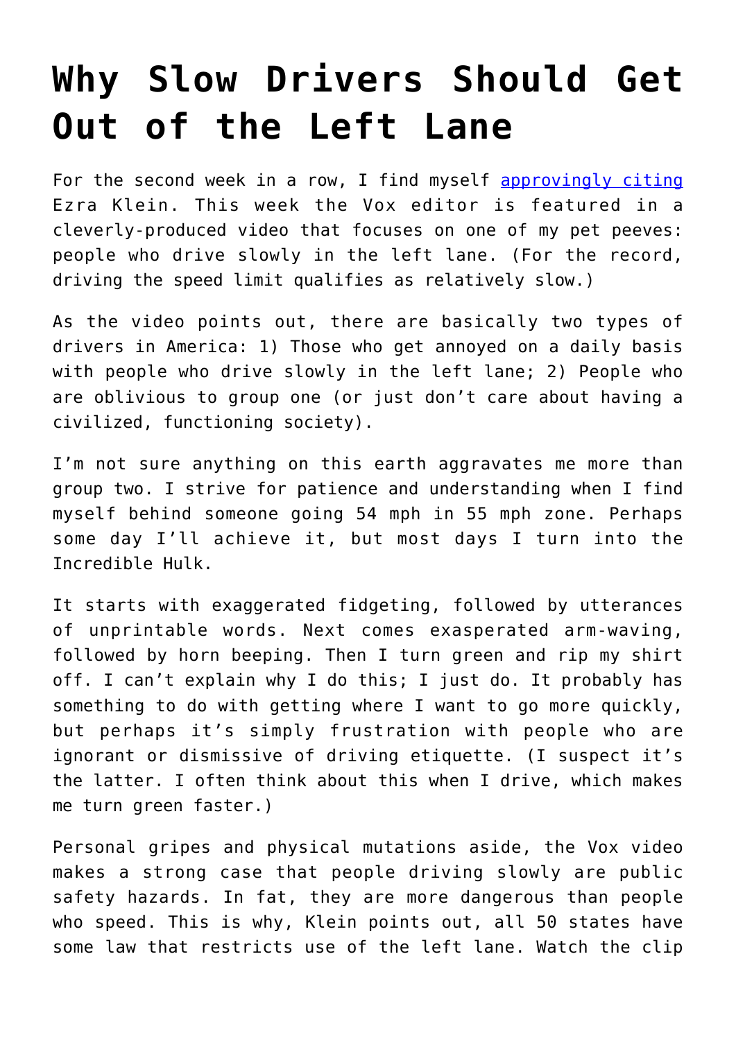# Why Slow Drivers Should Get Out of the Left Lane

For the second week in a row, I find myself approvingly citing Ezra Klein. This week the Vox editor is featured in a cleverly-produced video that focuses on one of my pet peeves: people who drive slowly in the left lane. (For the record, driving the speed limit qualifies as relatively slow.)

As the video points out, there are basically two types of drivers in America: 1) Those who get annoyed on a daily basis with people who drive slowly in the left lane; 2) People who are oblivious to group one (or just don't care about having a civilized, functioning society).

I'm not sure anything on this earth aggravates me more than group two. I strive for patience and understanding when I find myself behind someone going 54 mph in 55 mph zone. Perhaps some day I'll achieve it, but most days I turn into the Incredible Hulk.

It starts with exaggerated fidgeting, followed by utterances of unprintable words. Next comes exasperated arm-waving, followed by horn beeping. Then I turn green and rip my shirt off. I can't explain why I do this; I just do. It probably has something to do with getting where I want to go more quickly, but perhaps it's simply frustration with people who are ignorant or dismissive of driving etiquette. (I suspect it's the latter. I often think about this when I drive, which makes me turn green faster.)

Personal gripes and physical mutations aside, the Vox video makes a strong case that people driving slowly are public safety hazards. In fat, they are more dangerous than people who speed. This is why, Klein points out, all 50 states have some law that restricts use of the left lane. Watch the clip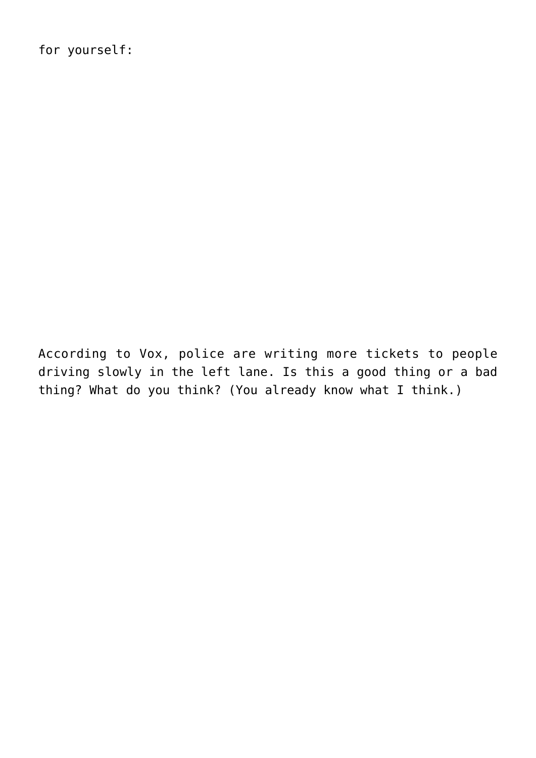for yourself:

According to Vox, police are writing more tickets to people driving slowly in the left lane. Is this a good thing or a bad thing? What do you think? (You already know what I think.)